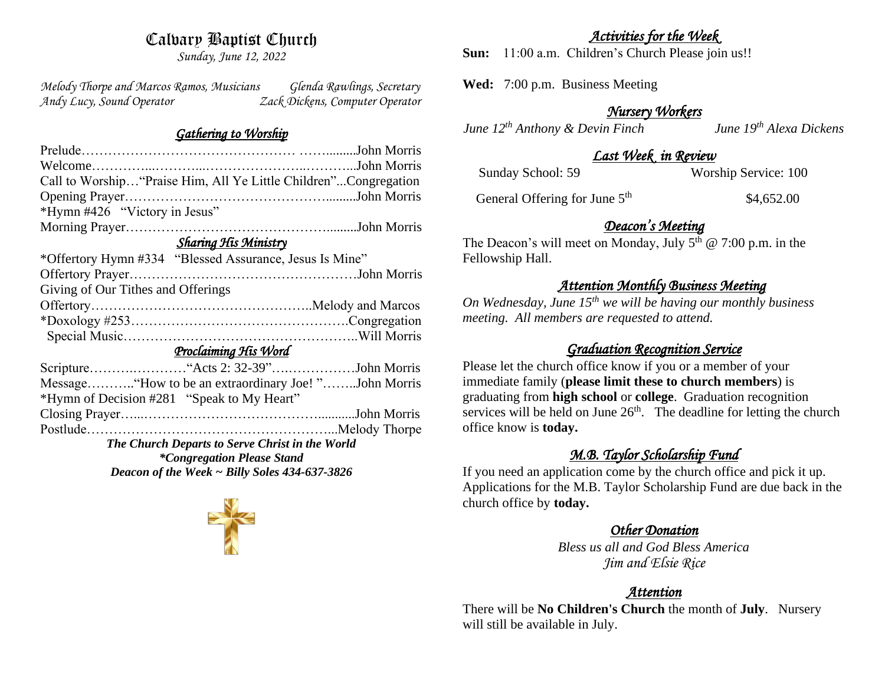# Calvary Baptist Church

*Sunday, June 12, 2022*

*Melody Thorpe and Marcos Ramos, Musicians* — *Glenda Rawlings, Secretary*
*Andy Lucy, Sound Operator* — *Zack Dickens, Computer Operator*

## *Gathering to Worship*

Prelude……………………………………………. ……..........John Morris
Welcome…………...………...…………………..………...John Morris
Call to Worship…"Praise Him, All Ye Little Children"...Congregation
Opening Prayer……………………………………….........John Morris
*Hymn #426 "Victory in Jesus"
Morning Prayer……………………………………….........John Morris

## *Sharing His Ministry*

*Offertory Hymn #334 "Blessed Assurance, Jesus Is Mine"
Offertory Prayer……………………………………………John Morris
Giving of Our Tithes and Offerings
Offertory…………………………………………..Melody and Marcos
*Doxology #253………………………………………….Congregation
Special Music……………………………………………..Will Morris

## *Proclaiming His Word*

Scripture……….…………"Acts 2: 32-39"….……………John Morris
Message………..."How to be an extraordinary Joe! "……..John Morris
*Hymn of Decision #281 "Speak to My Heart"
Closing Prayer…...………………………………...........John Morris
Postlude………………………………………………...Melody Thorpe

***The Church Departs to Serve Christ in the World***
***\*Congregation Please Stand***
***Deacon of the Week ~ Billy Soles 434-637-3826***

## *Activities for the Week*

**Sun:** 11:00 a.m. Children's Church Please join us!!

**Wed:** 7:00 p.m. Business Meeting

## *Nursery Workers*

*June 12th Anthony & Devin Finch* — *June 19th Alexa Dickens*

## *Last Week in Review*

Sunday School: 59 — Worship Service: 100

General Offering for June 5th — $4,652.00

## *Deacon's Meeting*

The Deacon's will meet on Monday, July 5th @ 7:00 p.m. in the Fellowship Hall.

## *Attention Monthly Business Meeting*

*On Wednesday, June 15th we will be having our monthly business meeting. All members are requested to attend.*

## *Graduation Recognition Service*

Please let the church office know if you or a member of your immediate family (**please limit these to church members**) is graduating from **high school** or **college**. Graduation recognition services will be held on June 26th. The deadline for letting the church office know is **today.**

## *M.B. Taylor Scholarship Fund*

If you need an application come by the church office and pick it up. Applications for the M.B. Taylor Scholarship Fund are due back in the church office by **today.**

## *Other Donation*

*Bless us all and God Bless America*
*Jim and Elsie Rice*

## *Attention*

There will be **No Children's Church** the month of **July**. Nursery will still be available in July.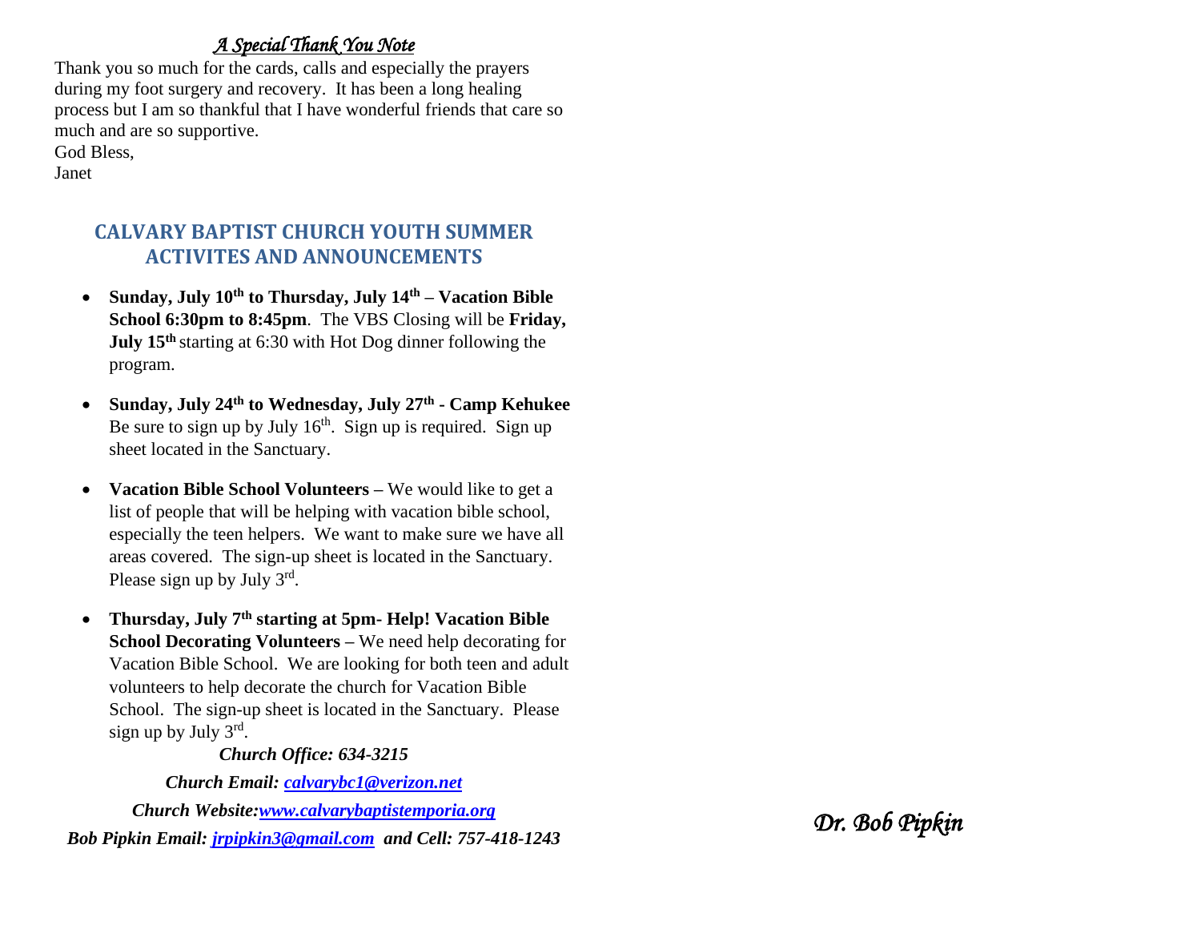*A Special Thank You Note*

Thank you so much for the cards, calls and especially the prayers during my foot surgery and recovery. It has been a long healing process but I am so thankful that I have wonderful friends that care so much and are so supportive.

God Bless,

Janet

## CALVARY BAPTIST CHURCH YOUTH SUMMER ACTIVITES AND ANNOUNCEMENTS

- **Sunday, July 10th to Thursday, July 14th – Vacation Bible School 6:30pm to 8:45pm**. The VBS Closing will be **Friday, July 15th** starting at 6:30 with Hot Dog dinner following the program.
- **Sunday, July 24th to Wednesday, July 27th - Camp Kehukee** Be sure to sign up by July 16th. Sign up is required. Sign up sheet located in the Sanctuary.
- **Vacation Bible School Volunteers –** We would like to get a list of people that will be helping with vacation bible school, especially the teen helpers. We want to make sure we have all areas covered. The sign-up sheet is located in the Sanctuary. Please sign up by July 3rd.
- **Thursday, July 7th starting at 5pm- Help! Vacation Bible School Decorating Volunteers –** We need help decorating for Vacation Bible School. We are looking for both teen and adult volunteers to help decorate the church for Vacation Bible School. The sign-up sheet is located in the Sanctuary. Please sign up by July 3rd.

***Church Office: 634-3215***

***Church Email: calvarybc1@verizon.net***

***Church Website:www.calvarybaptistemporia.org***

***Bob Pipkin Email: jrpipkin3@gmail.com and Cell: 757-418-1243***

*Dr. Bob Pipkin*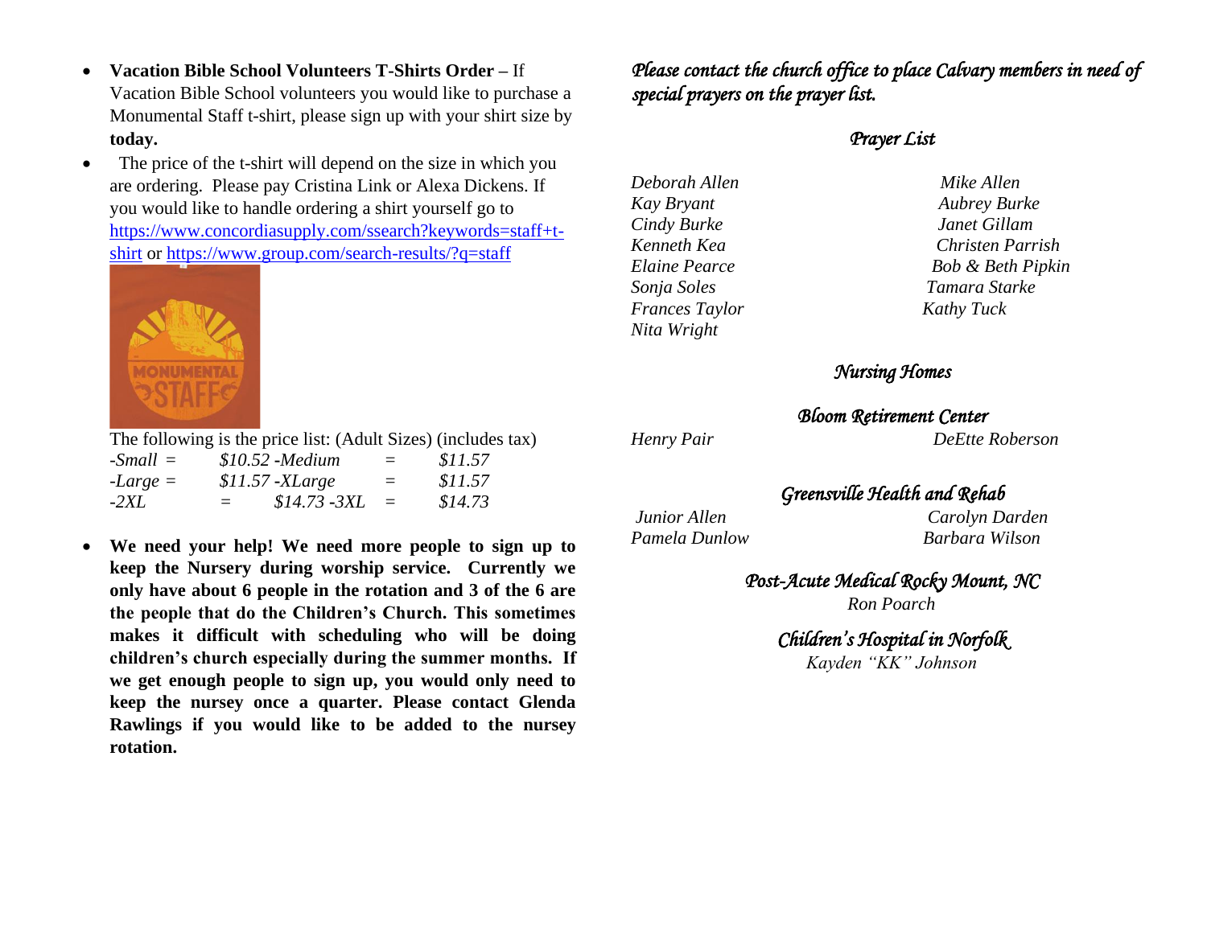- **Vacation Bible School Volunteers T-Shirts Order –** If Vacation Bible School volunteers you would like to purchase a Monumental Staff t-shirt, please sign up with your shirt size by **today.**
- The price of the t-shirt will depend on the size in which you are ordering. Please pay Cristina Link or Alexa Dickens. If you would like to handle ordering a shirt yourself go to https://www.concordiasupply.com/ssearch?keywords=staff+t-shirt or https://www.group.com/search-results/?q=staff

The following is the price list: (Adult Sizes) (includes tax)

| | | | |
|---|---|---|---|
| *-Small =* | *$10.52* | *-Medium =* | *$11.57* |
| *-Large =* | *$11.57* | *-XLarge =* | *$11.57* |
| *-2XL =* | *$14.73* | *-3XL =* | *$14.73* |

- **We need your help! We need more people to sign up to keep the Nursery during worship service. Currently we only have about 6 people in the rotation and 3 of the 6 are the people that do the Children's Church. This sometimes makes it difficult with scheduling who will be doing children's church especially during the summer months. If we get enough people to sign up, you would only need to keep the nursey once a quarter. Please contact Glenda Rawlings if you would like to be added to the nursey rotation.**

*Please contact the church office to place Calvary members in need of special prayers on the prayer list.*

## *Prayer List*

*Deborah Allen*
*Mike Allen*
*Kay Bryant*
*Aubrey Burke*
*Cindy Burke*
*Janet Gillam*
*Kenneth Kea*
*Christen Parrish*
*Elaine Pearce*
*Bob & Beth Pipkin*
*Sonja Soles*
*Tamara Starke*
*Frances Taylor*
*Kathy Tuck*
*Nita Wright*

## *Nursing Homes*

### *Bloom Retirement Center*

*Henry Pair*
*DeEtte Roberson*

### *Greensville Health and Rehab*

*Junior Allen*
*Carolyn Darden*
*Pamela Dunlow*
*Barbara Wilson*

### *Post-Acute Medical Rocky Mount, NC*

*Ron Poarch*

### *Children's Hospital in Norfolk*

*Kayden "KK" Johnson*